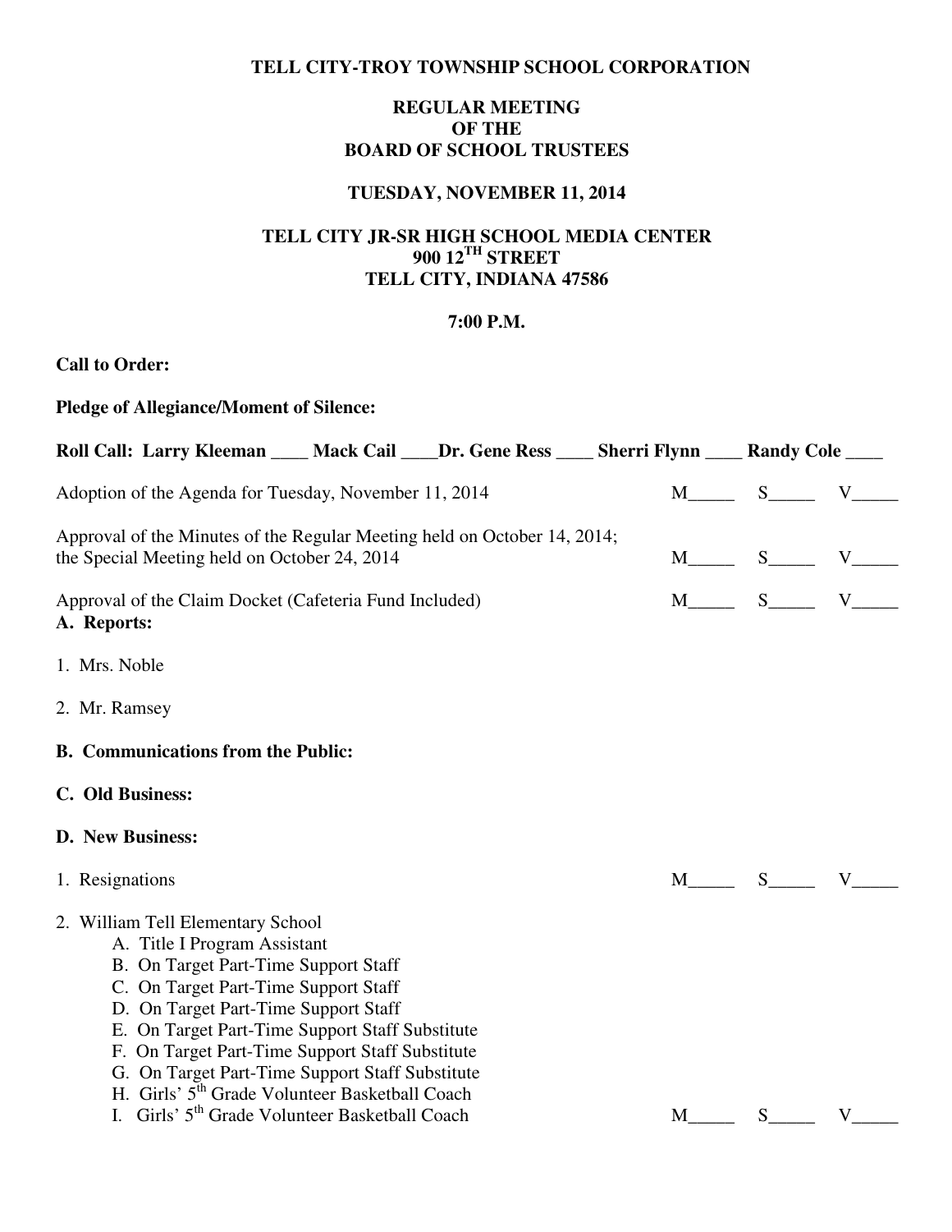# TELL CITY-TROY TOWNSHIP SCHOOL CORPORATION

## REGULAR MEETING OF THE BOARD OF SCHOOL TRUSTEES

### TUESDAY, NOVEMBER 11, 2014

### TELL CITY JR-SR HIGH SCHOOL MEDIA CENTER
### 900 12TH STREET
### TELL CITY, INDIANA 47586

### 7:00 P.M.

**Call to Order:**

**Pledge of Allegiance/Moment of Silence:**

**Roll Call: Larry Kleeman ____ Mack Cail ____Dr. Gene Ress ____ Sherri Flynn ____ Randy Cole ____**

Adoption of the Agenda for Tuesday, November 11, 2014 M_____ S_____ V_____

Approval of the Minutes of the Regular Meeting held on October 14, 2014; the Special Meeting held on October 24, 2014 M_____ S_____ V_____

Approval of the Claim Docket (Cafeteria Fund Included) M_____ S_____ V_____

**A. Reports:**

1. Mrs. Noble

2. Mr. Ramsey

**B. Communications from the Public:**

**C. Old Business:**

**D. New Business:**

1. Resignations M_____ S_____ V_____

2. William Tell Elementary School
   - A. Title I Program Assistant
   - B. On Target Part-Time Support Staff
   - C. On Target Part-Time Support Staff
   - D. On Target Part-Time Support Staff
   - E. On Target Part-Time Support Staff Substitute
   - F. On Target Part-Time Support Staff Substitute
   - G. On Target Part-Time Support Staff Substitute
   - H. Girls' 5th Grade Volunteer Basketball Coach
   - I. Girls' 5th Grade Volunteer Basketball Coach M_____ S_____ V_____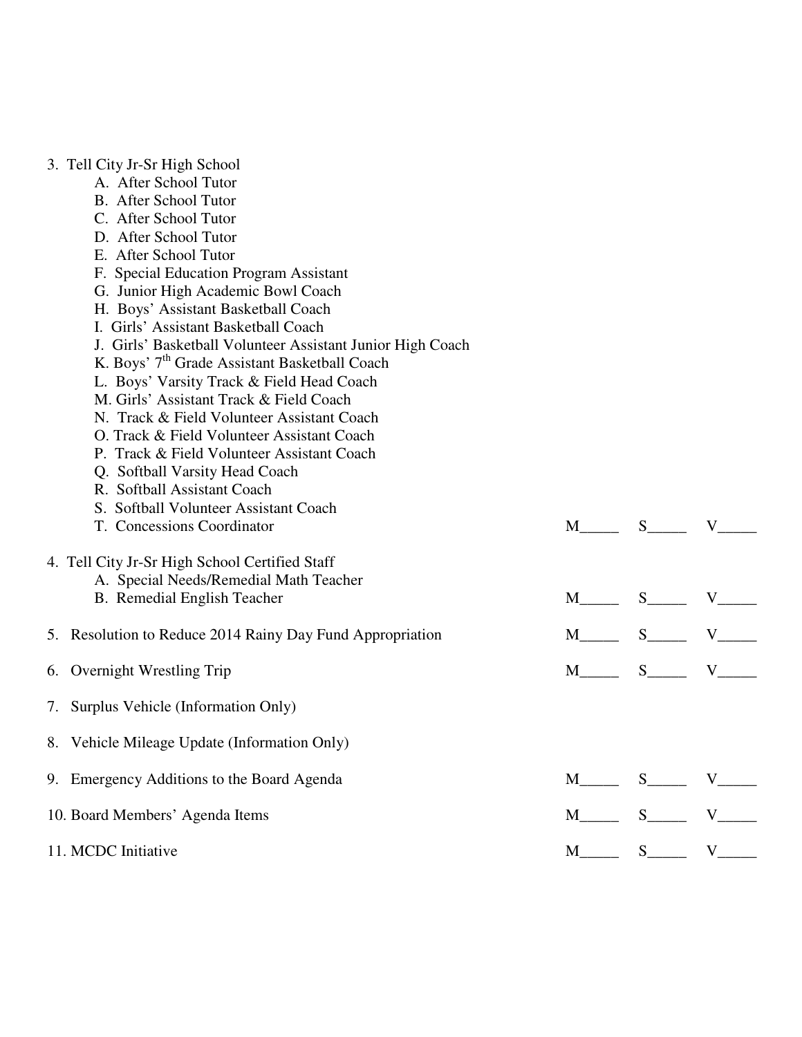3. Tell City Jr-Sr High School
   - A. After School Tutor
   - B. After School Tutor
   - C. After School Tutor
   - D. After School Tutor
   - E. After School Tutor
   - F. Special Education Program Assistant
   - G. Junior High Academic Bowl Coach
   - H. Boys' Assistant Basketball Coach
   - I. Girls' Assistant Basketball Coach
   - J. Girls' Basketball Volunteer Assistant Junior High Coach
   - K. Boys' 7th Grade Assistant Basketball Coach
   - L. Boys' Varsity Track & Field Head Coach
   - M. Girls' Assistant Track & Field Coach
   - N. Track & Field Volunteer Assistant Coach
   - O. Track & Field Volunteer Assistant Coach
   - P. Track & Field Volunteer Assistant Coach
   - Q. Softball Varsity Head Coach
   - R. Softball Assistant Coach
   - S. Softball Volunteer Assistant Coach
   - T. Concessions Coordinator M_____ S_____ V_____

4. Tell City Jr-Sr High School Certified Staff
   - A. Special Needs/Remedial Math Teacher
   - B. Remedial English Teacher M_____ S_____ V_____

5. Resolution to Reduce 2014 Rainy Day Fund Appropriation M_____ S_____ V_____

6. Overnight Wrestling Trip M_____ S_____ V_____

7. Surplus Vehicle (Information Only)

8. Vehicle Mileage Update (Information Only)

9. Emergency Additions to the Board Agenda M_____ S_____ V_____

10. Board Members' Agenda Items M_____ S_____ V_____

11. MCDC Initiative M_____ S_____ V_____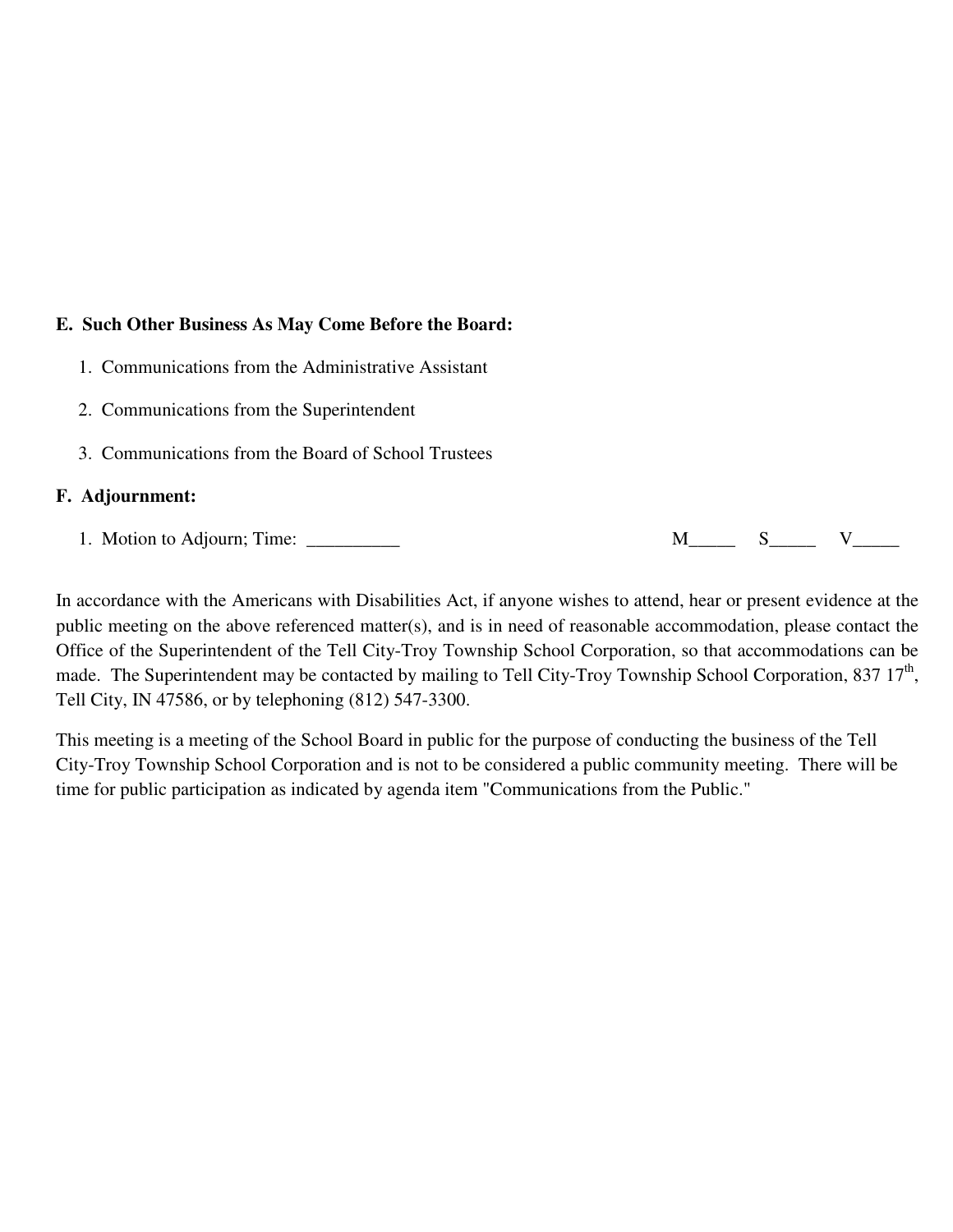**E. Such Other Business As May Come Before the Board:**

1. Communications from the Administrative Assistant
2. Communications from the Superintendent
3. Communications from the Board of School Trustees

**F. Adjournment:**

1. Motion to Adjourn; Time: __________ M_____ S_____ V_____

In accordance with the Americans with Disabilities Act, if anyone wishes to attend, hear or present evidence at the public meeting on the above referenced matter(s), and is in need of reasonable accommodation, please contact the Office of the Superintendent of the Tell City-Troy Township School Corporation, so that accommodations can be made. The Superintendent may be contacted by mailing to Tell City-Troy Township School Corporation, 837 17th, Tell City, IN 47586, or by telephoning (812) 547-3300.

This meeting is a meeting of the School Board in public for the purpose of conducting the business of the Tell City-Troy Township School Corporation and is not to be considered a public community meeting. There will be time for public participation as indicated by agenda item "Communications from the Public."